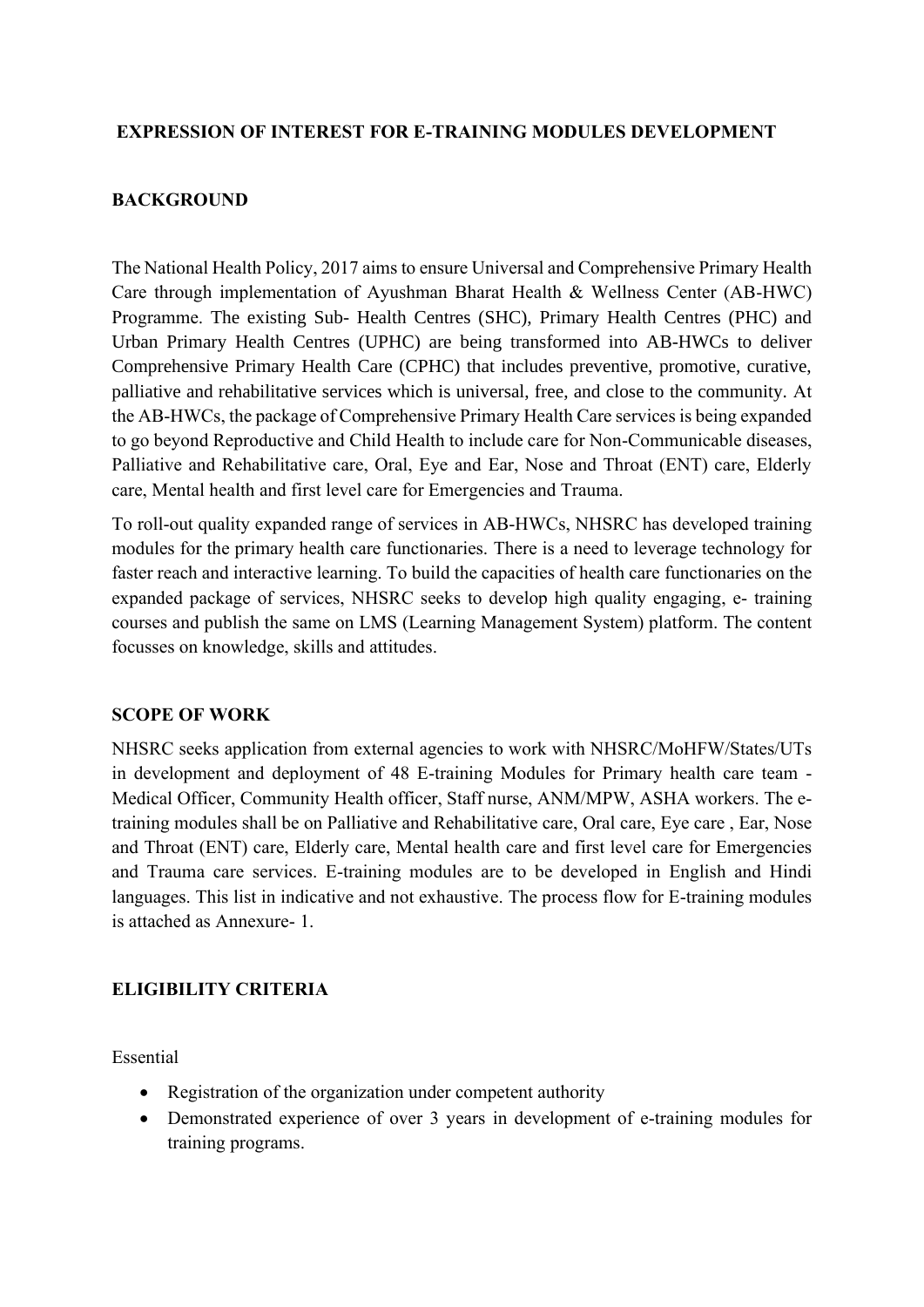# EXPRESSION OF INTEREST FOR E-TRAINING MODULES DEVELOPMENT

## BACKGROUND

The National Health Policy, 2017 aims to ensure Universal and Comprehensive Primary Health Care through implementation of Ayushman Bharat Health & Wellness Center (AB-HWC) Programme. The existing Sub- Health Centres (SHC), Primary Health Centres (PHC) and Urban Primary Health Centres (UPHC) are being transformed into AB-HWCs to deliver Comprehensive Primary Health Care (CPHC) that includes preventive, promotive, curative, palliative and rehabilitative services which is universal, free, and close to the community. At the AB-HWCs, the package of Comprehensive Primary Health Care services is being expanded to go beyond Reproductive and Child Health to include care for Non-Communicable diseases, Palliative and Rehabilitative care, Oral, Eye and Ear, Nose and Throat (ENT) care, Elderly care, Mental health and first level care for Emergencies and Trauma.

To roll-out quality expanded range of services in AB-HWCs, NHSRC has developed training modules for the primary health care functionaries. There is a need to leverage technology for faster reach and interactive learning. To build the capacities of health care functionaries on the expanded package of services, NHSRC seeks to develop high quality engaging, e- training courses and publish the same on LMS (Learning Management System) platform. The content focusses on knowledge, skills and attitudes.

## SCOPE OF WORK

NHSRC seeks application from external agencies to work with NHSRC/MoHFW/States/UTs in development and deployment of 48 E-training Modules for Primary health care team - Medical Officer, Community Health officer, Staff nurse, ANM/MPW, ASHA workers. The e-training modules shall be on Palliative and Rehabilitative care, Oral care, Eye care , Ear, Nose and Throat (ENT) care, Elderly care, Mental health care and first level care for Emergencies and Trauma care services. E-training modules are to be developed in English and Hindi languages. This list in indicative and not exhaustive. The process flow for E-training modules is attached as Annexure- 1.

## ELIGIBILITY CRITERIA

Essential

- Registration of the organization under competent authority
- Demonstrated experience of over 3 years in development of e-training modules for training programs.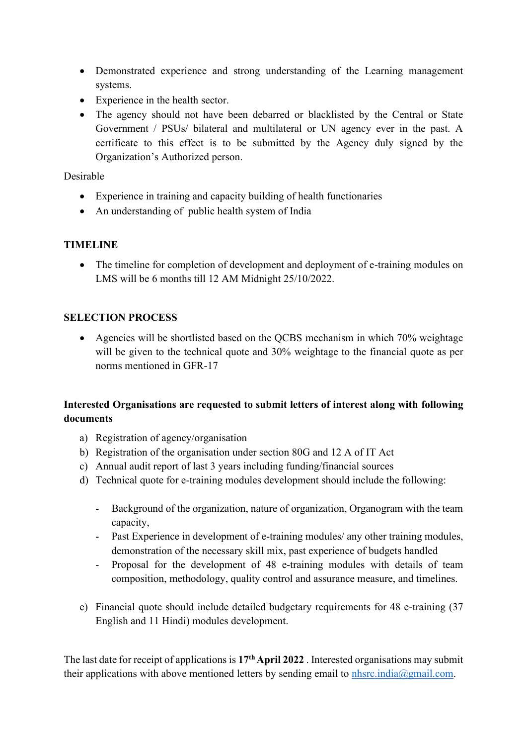- Demonstrated experience and strong understanding of the Learning management systems.
- Experience in the health sector.
- The agency should not have been debarred or blacklisted by the Central or State Government / PSUs/ bilateral and multilateral or UN agency ever in the past. A certificate to this effect is to be submitted by the Agency duly signed by the Organization's Authorized person.

Desirable

- Experience in training and capacity building of health functionaries
- An understanding of public health system of India

**TIMELINE**

- The timeline for completion of development and deployment of e-training modules on LMS will be 6 months till 12 AM Midnight 25/10/2022.

**SELECTION PROCESS**

- Agencies will be shortlisted based on the QCBS mechanism in which 70% weightage will be given to the technical quote and 30% weightage to the financial quote as per norms mentioned in GFR-17

**Interested Organisations are requested to submit letters of interest along with following documents**

a) Registration of agency/organisation
b) Registration of the organisation under section 80G and 12 A of IT Act
c) Annual audit report of last 3 years including funding/financial sources
d) Technical quote for e-training modules development should include the following:

   - Background of the organization, nature of organization, Organogram with the team capacity,
   - Past Experience in development of e-training modules/ any other training modules, demonstration of the necessary skill mix, past experience of budgets handled
   - Proposal for the development of 48 e-training modules with details of team composition, methodology, quality control and assurance measure, and timelines.

e) Financial quote should include detailed budgetary requirements for 48 e-training (37 English and 11 Hindi) modules development.

The last date for receipt of applications is **17th April 2022** . Interested organisations may submit their applications with above mentioned letters by sending email to nhsrc.india@gmail.com.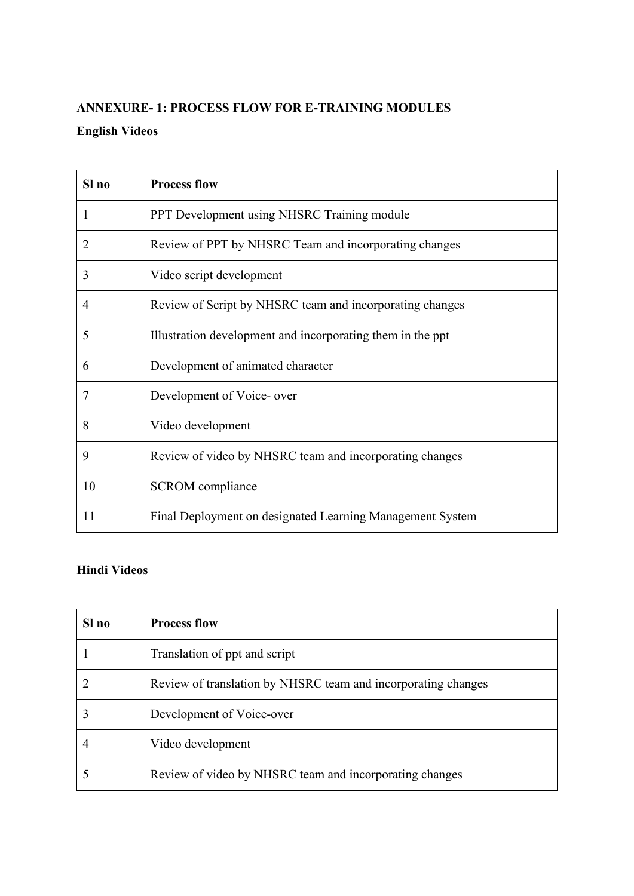**ANNEXURE- 1: PROCESS FLOW FOR E-TRAINING MODULES**

**English Videos**

| Sl no | Process flow |
| --- | --- |
| 1 | PPT Development using NHSRC Training module |
| 2 | Review of PPT by NHSRC Team and incorporating changes |
| 3 | Video script development |
| 4 | Review of Script by NHSRC team and incorporating changes |
| 5 | Illustration development and incorporating them in the ppt |
| 6 | Development of animated character |
| 7 | Development of Voice- over |
| 8 | Video development |
| 9 | Review of video by NHSRC team and incorporating changes |
| 10 | SCROM compliance |
| 11 | Final Deployment on designated Learning Management System |

**Hindi Videos**

| Sl no | Process flow |
| --- | --- |
| 1 | Translation of ppt and script |
| 2 | Review of translation by NHSRC team and incorporating changes |
| 3 | Development of Voice-over |
| 4 | Video development |
| 5 | Review of video by NHSRC team and incorporating changes |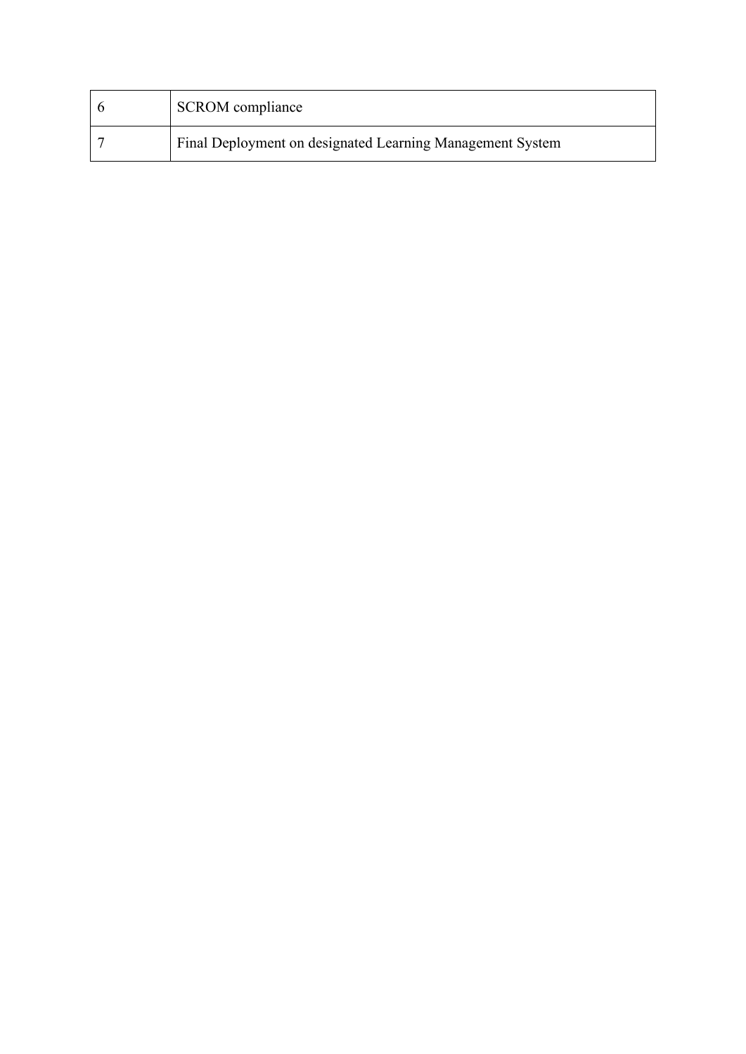| | |
|---|---|
| 6 | SCROM compliance |
| 7 | Final Deployment on designated Learning Management System |